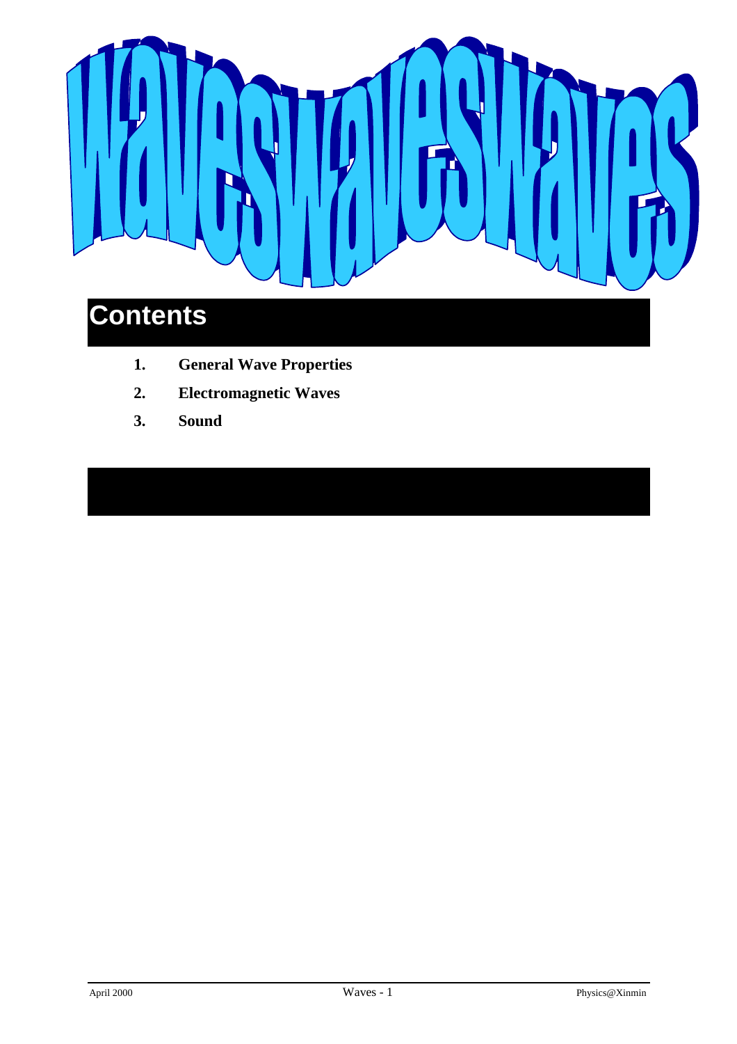# Waves

## Contents

1. **General Wave Properties**
2. **Electromagnetic Waves**
3. **Sound**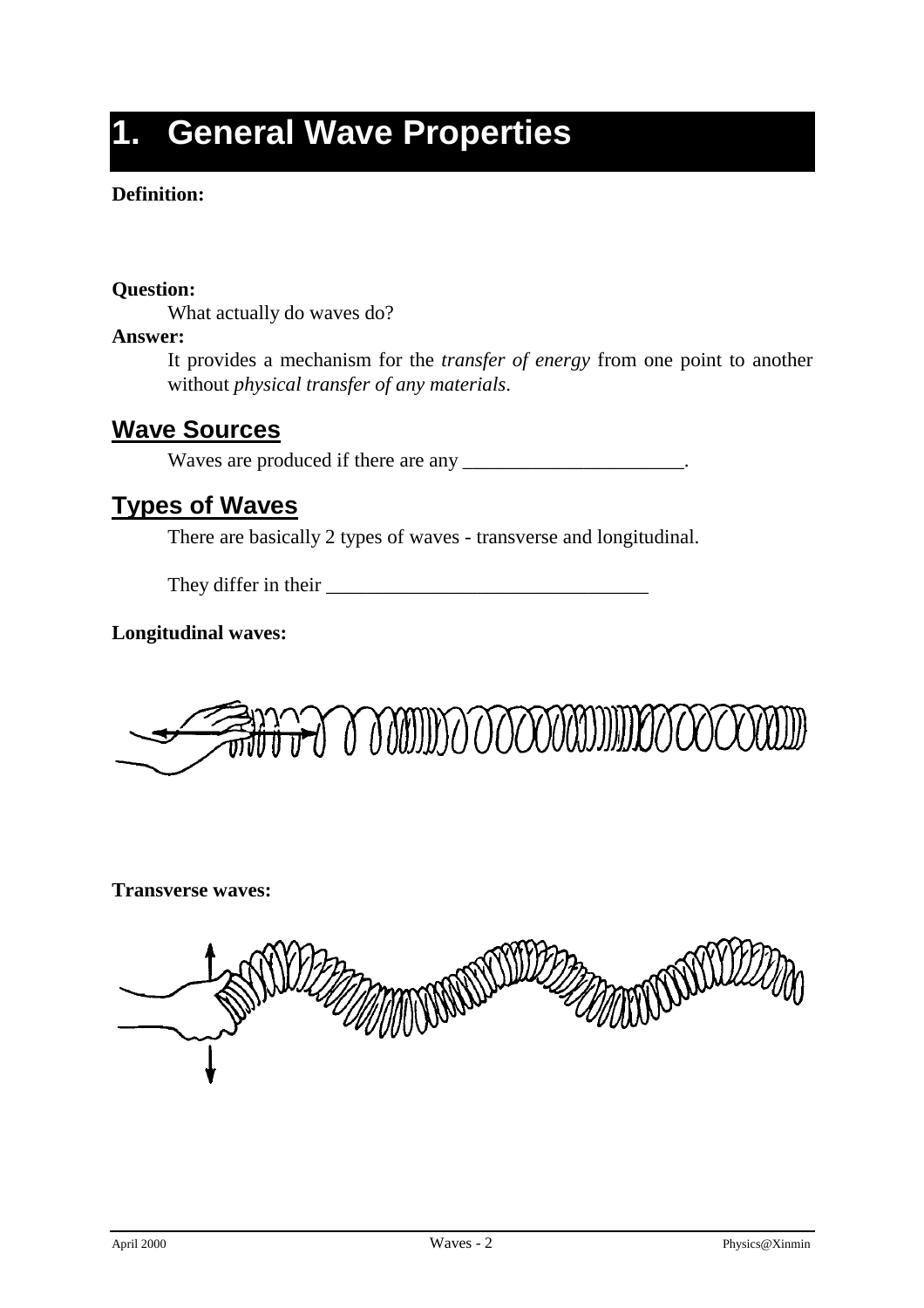# 1. General Wave Properties

**Definition:**

**Question:**

What actually do waves do?

**Answer:**

It provides a mechanism for the *transfer of energy* from one point to another without *physical transfer of any materials*.

## Wave Sources

Waves are produced if there are any ______________________.

## Types of Waves

There are basically 2 types of waves - transverse and longitudinal.

They differ in their ________________________________

**Longitudinal waves:**

**Transverse waves:**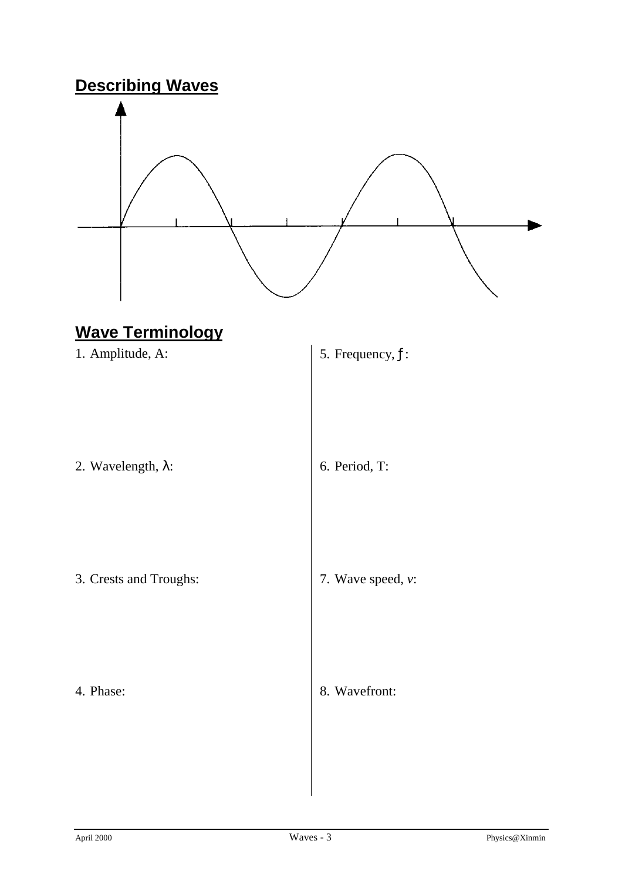## Describing Waves

## Wave Terminology

1. Amplitude, A:

2. Wavelength, $\lambda$:

3. Crests and Troughs:

4. Phase:

5. Frequency, $f$:

6. Period, T:

7. Wave speed, $v$:

8. Wavefront: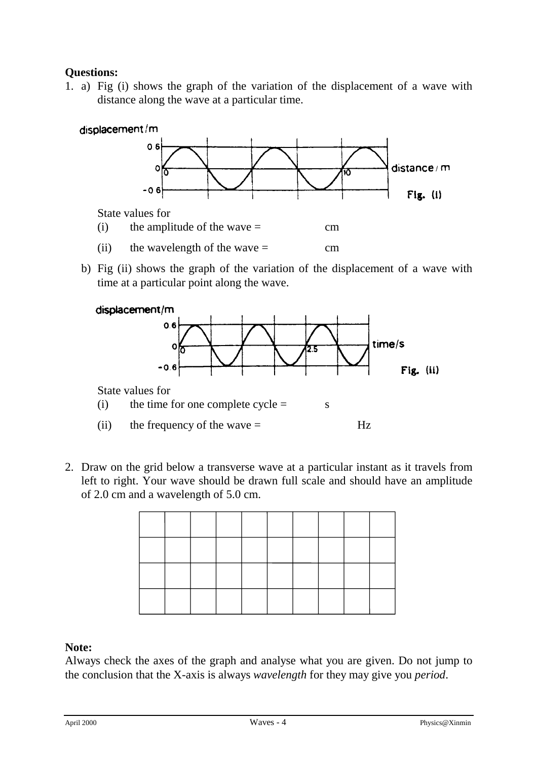**Questions:**

1. a) Fig (i) shows the graph of the variation of the displacement of a wave with distance along the wave at a particular time.

Fig. (i)

State values for

(i) the amplitude of the wave = cm

(ii) the wavelength of the wave = cm

b) Fig (ii) shows the graph of the variation of the displacement of a wave with time at a particular point along the wave.

Fig. (ii)

State values for

(i) the time for one complete cycle = s

(ii) the frequency of the wave = Hz

2. Draw on the grid below a transverse wave at a particular instant as it travels from left to right. Your wave should be drawn full scale and should have an amplitude of 2.0 cm and a wavelength of 5.0 cm.

**Note:**

Always check the axes of the graph and analyse what you are given. Do not jump to the conclusion that the X-axis is always *wavelength* for they may give you *period*.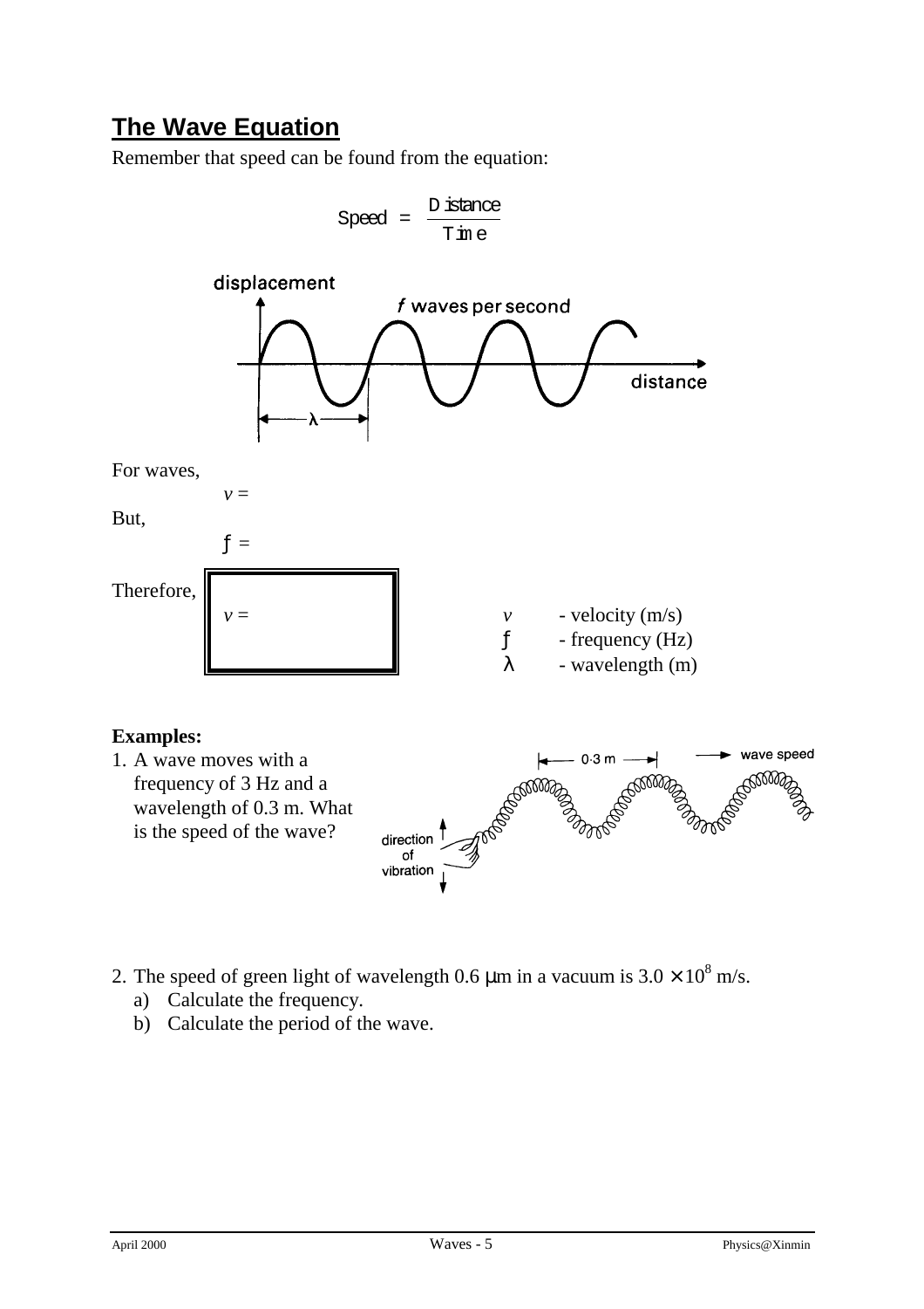## The Wave Equation

Remember that speed can be found from the equation:

$$\text{Speed} = \frac{\text{Distance}}{\text{Time}}$$

For waves,

$v =$

But,

$f =$

Therefore,

$v =$

$v$ - velocity (m/s)
$f$ - frequency (Hz)
$\lambda$ - wavelength (m)

**Examples:**

1. A wave moves with a frequency of 3 Hz and a wavelength of 0.3 m. What is the speed of the wave?

2. The speed of green light of wavelength 0.6 μm in a vacuum is $3.0 \times 10^8$ m/s.
   a) Calculate the frequency.
   b) Calculate the period of the wave.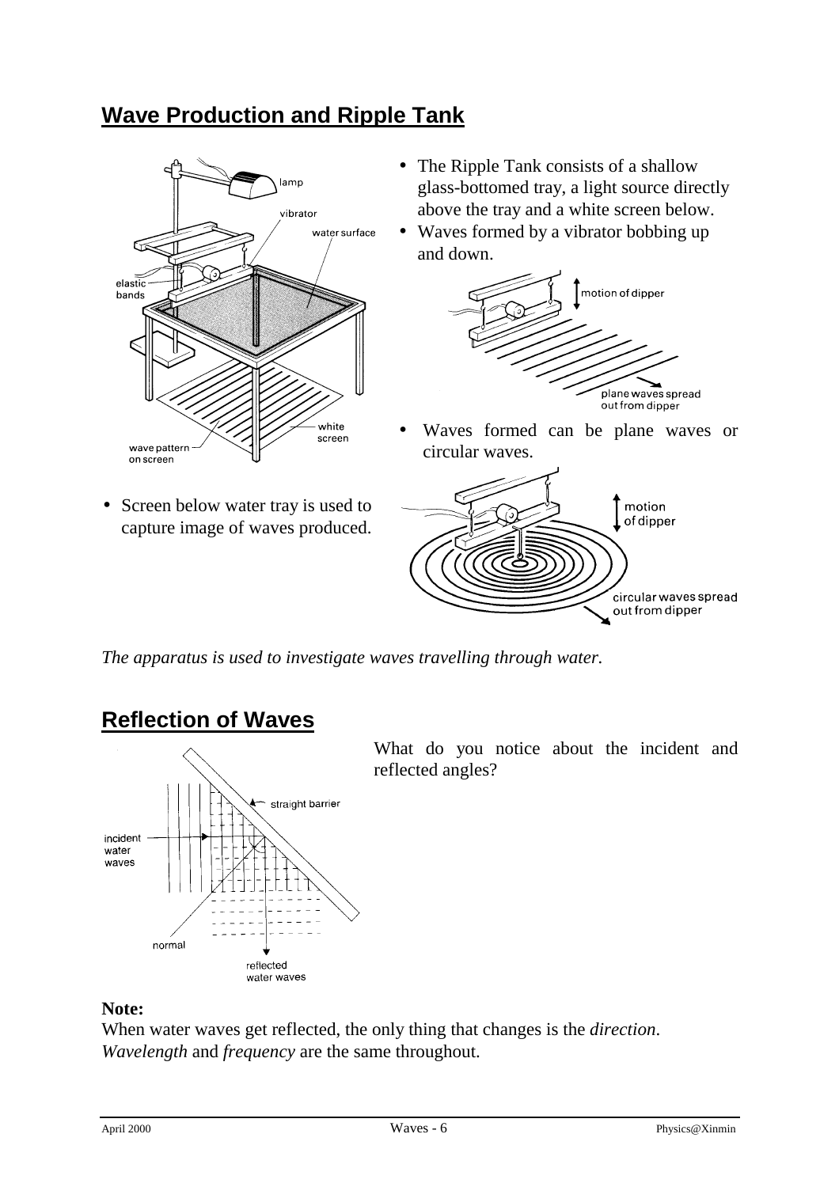## Wave Production and Ripple Tank

- The Ripple Tank consists of a shallow glass-bottomed tray, a light source directly above the tray and a white screen below.
- Waves formed by a vibrator bobbing up and down.
- Waves formed can be plane waves or circular waves.
- Screen below water tray is used to capture image of waves produced.

*The apparatus is used to investigate waves travelling through water.*

## Reflection of Waves

What do you notice about the incident and reflected angles?

**Note:**
When water waves get reflected, the only thing that changes is the *direction*.
*Wavelength* and *frequency* are the same throughout.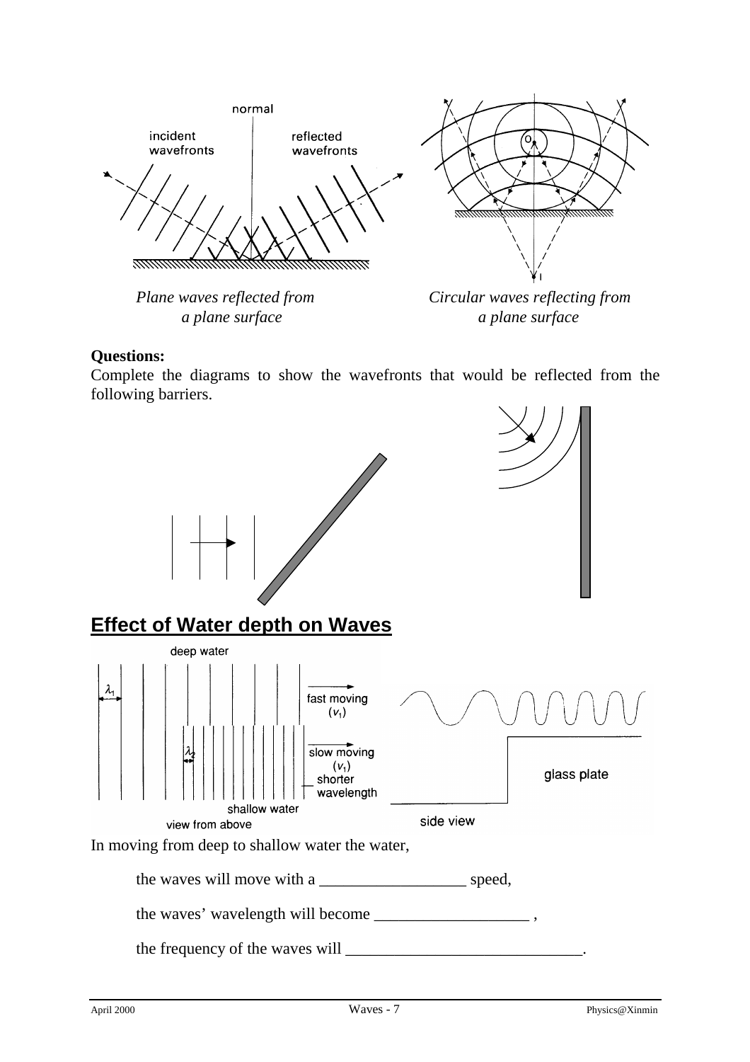*Plane waves reflected from a plane surface*

*Circular waves reflecting from a plane surface*

**Questions:**

Complete the diagrams to show the wavefronts that would be reflected from the following barriers.

## Effect of Water depth on Waves

In moving from deep to shallow water the water,

the waves will move with a __________________ speed,

the waves' wavelength will become ___________________ ,

the frequency of the waves will _____________________________.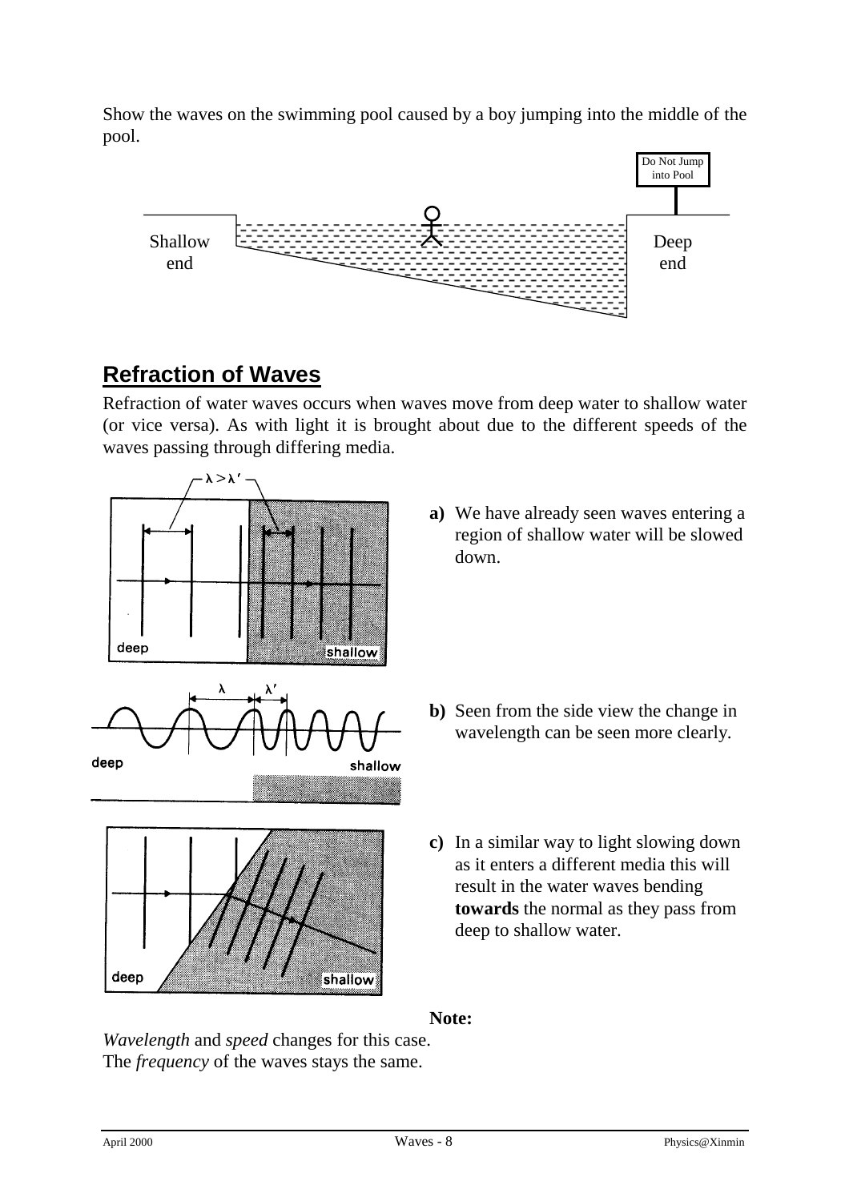Show the waves on the swimming pool caused by a boy jumping into the middle of the pool.

## Refraction of Waves

Refraction of water waves occurs when waves move from deep water to shallow water (or vice versa). As with light it is brought about due to the different speeds of the waves passing through differing media.

**a)** We have already seen waves entering a region of shallow water will be slowed down.

**b)** Seen from the side view the change in wavelength can be seen more clearly.

**c)** In a similar way to light slowing down as it enters a different media this will result in the water waves bending **towards** the normal as they pass from deep to shallow water.

**Note:**

*Wavelength* and *speed* changes for this case.
The *frequency* of the waves stays the same.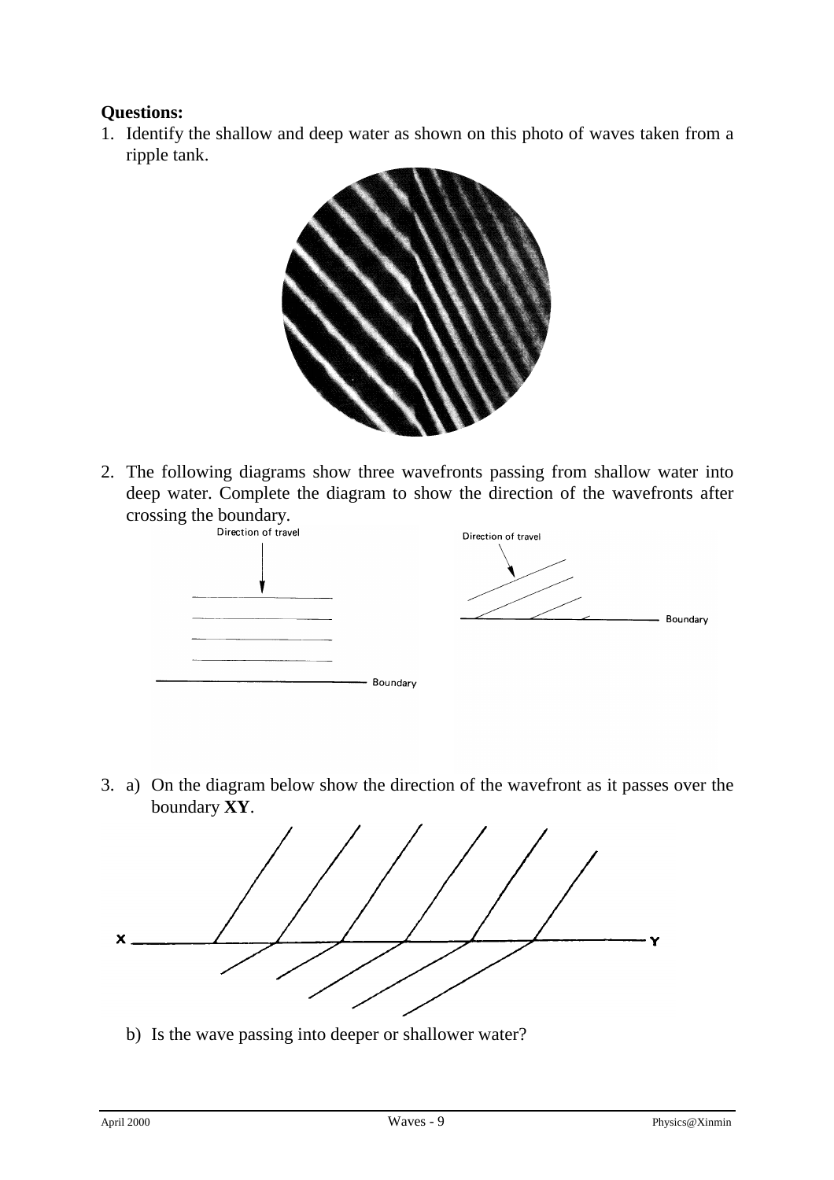**Questions:**

1. Identify the shallow and deep water as shown on this photo of waves taken from a ripple tank.

2. The following diagrams show three wavefronts passing from shallow water into deep water. Complete the diagram to show the direction of the wavefronts after crossing the boundary.

   Direction of travel

   Boundary

   Direction of travel

   Boundary

3. a) On the diagram below show the direction of the wavefront as it passes over the boundary **XY**.

   X  Y

   b) Is the wave passing into deeper or shallower water?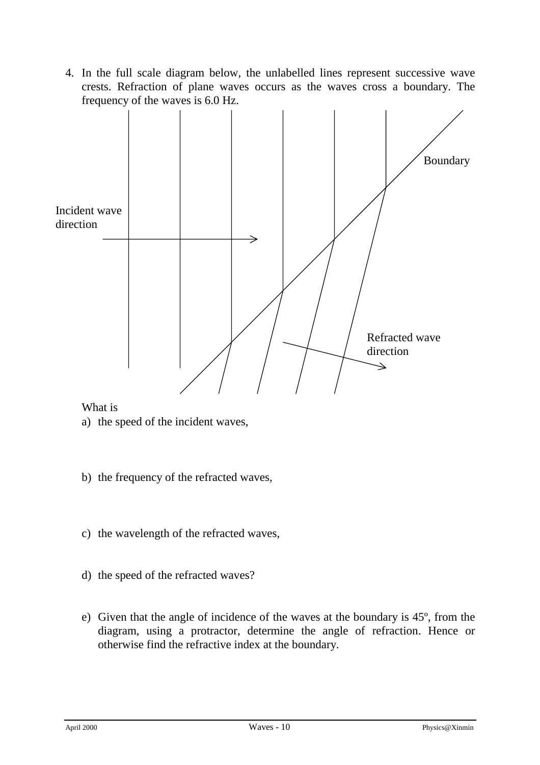4. In the full scale diagram below, the unlabelled lines represent successive wave crests. Refraction of plane waves occurs as the waves cross a boundary. The frequency of the waves is 6.0 Hz.

Boundary

Incident wave direction

Refracted wave direction

What is

a) the speed of the incident waves,

b) the frequency of the refracted waves,

c) the wavelength of the refracted waves,

d) the speed of the refracted waves?

e) Given that the angle of incidence of the waves at the boundary is 45º, from the diagram, using a protractor, determine the angle of refraction. Hence or otherwise find the refractive index at the boundary.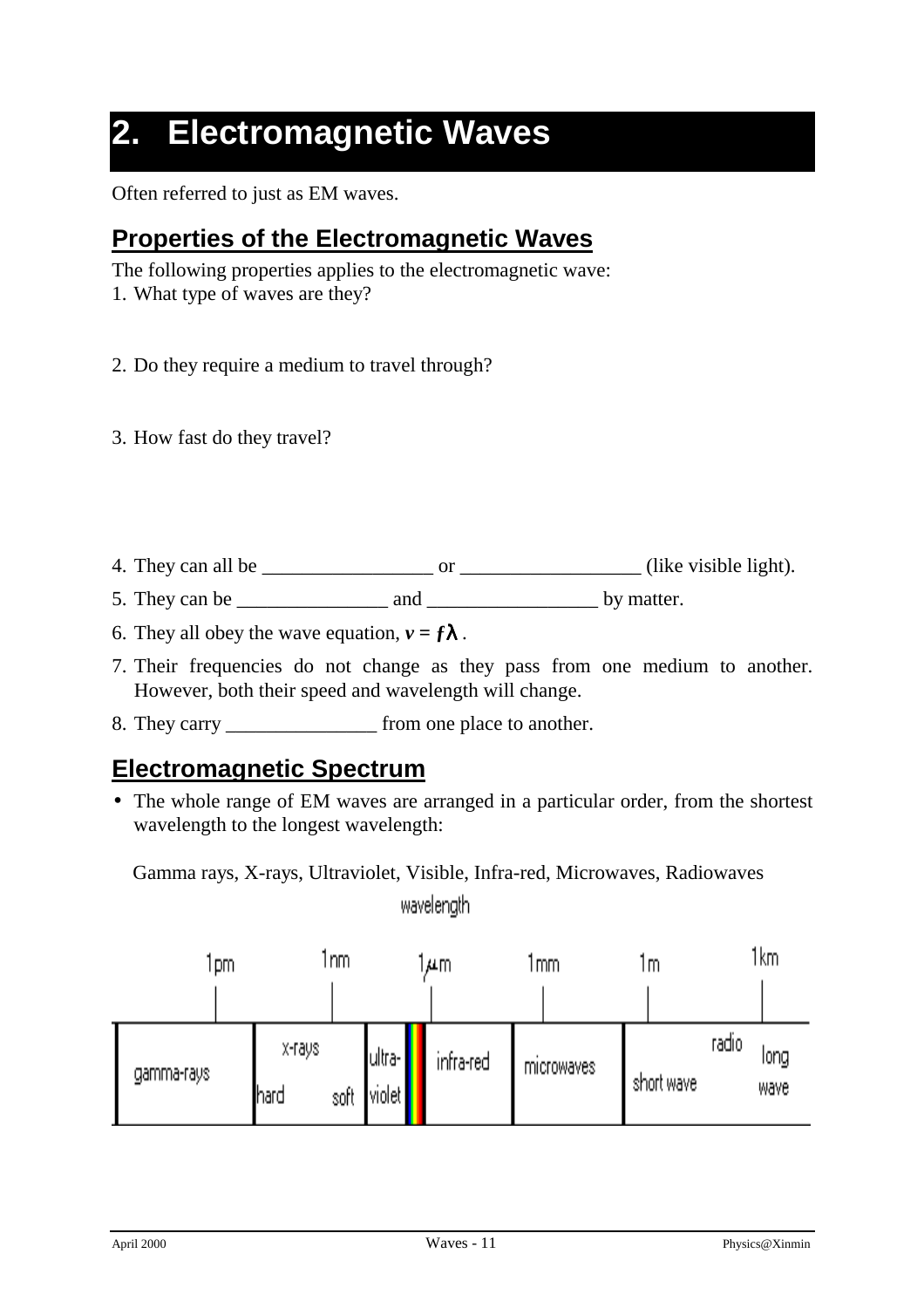# 2. Electromagnetic Waves

Often referred to just as EM waves.

## Properties of the Electromagnetic Waves

The following properties applies to the electromagnetic wave:

1. What type of waves are they?

2. Do they require a medium to travel through?

3. How fast do they travel?

4. They can all be _________________ or __________________ (like visible light).
5. They can be _______________ and _________________ by matter.
6. They all obey the wave equation, $v = f\lambda$.
7. Their frequencies do not change as they pass from one medium to another. However, both their speed and wavelength will change.
8. They carry _______________ from one place to another.

## Electromagnetic Spectrum

- The whole range of EM waves are arranged in a particular order, from the shortest wavelength to the longest wavelength:

Gamma rays, X-rays, Ultraviolet, Visible, Infra-red, Microwaves, Radiowaves

wavelength

1pm | 1nm | 1μm | 1mm | 1m | 1km

| gamma-rays | x-rays (hard, soft) | ultra-violet | infra-red | microwaves | radio (short wave, long wave) |
|---|---|---|---|---|---|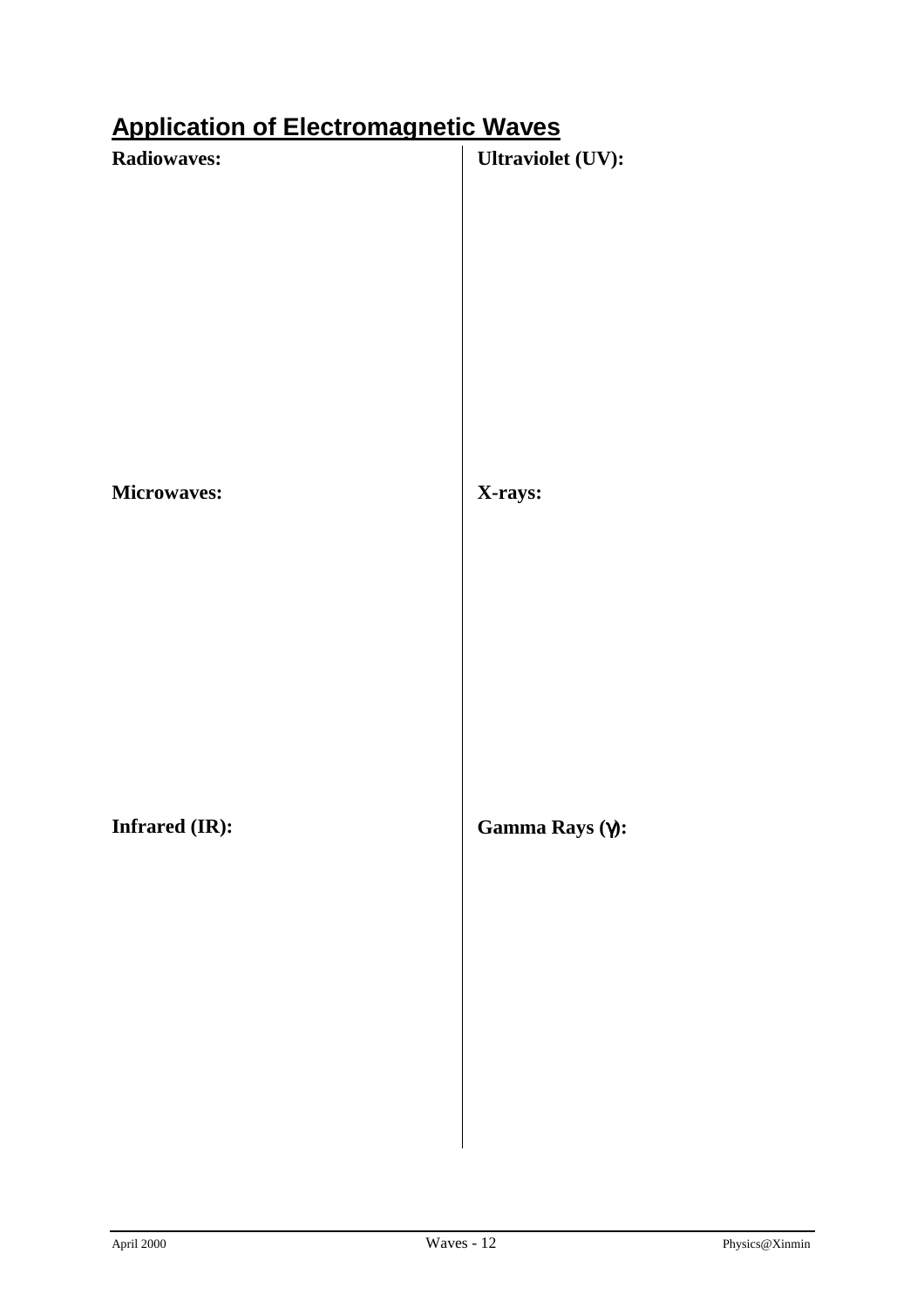# Application of Electromagnetic Waves

**Radiowaves:**

**Microwaves:**

**Infrared (IR):**

**Ultraviolet (UV):**

**X-rays:**

**Gamma Rays ($\gamma$):**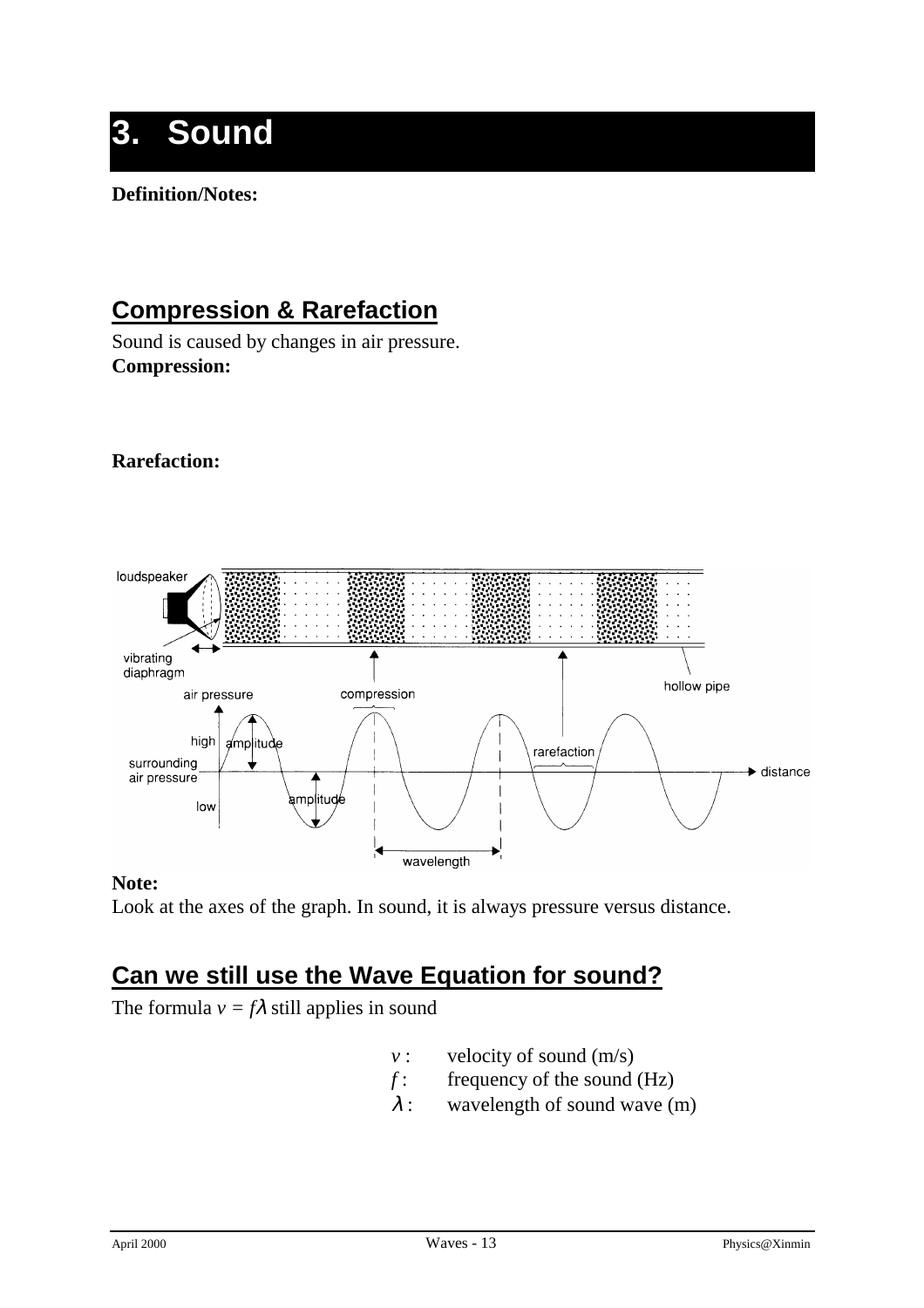# 3. Sound

**Definition/Notes:**

## Compression & Rarefaction

Sound is caused by changes in air pressure.
**Compression:**

**Rarefaction:**

**Note:**
Look at the axes of the graph. In sound, it is always pressure versus distance.

## Can we still use the Wave Equation for sound?

The formula $v = f\lambda$ still applies in sound

- $v$ : velocity of sound (m/s)
- $f$ : frequency of the sound (Hz)
- $\lambda$ : wavelength of sound wave (m)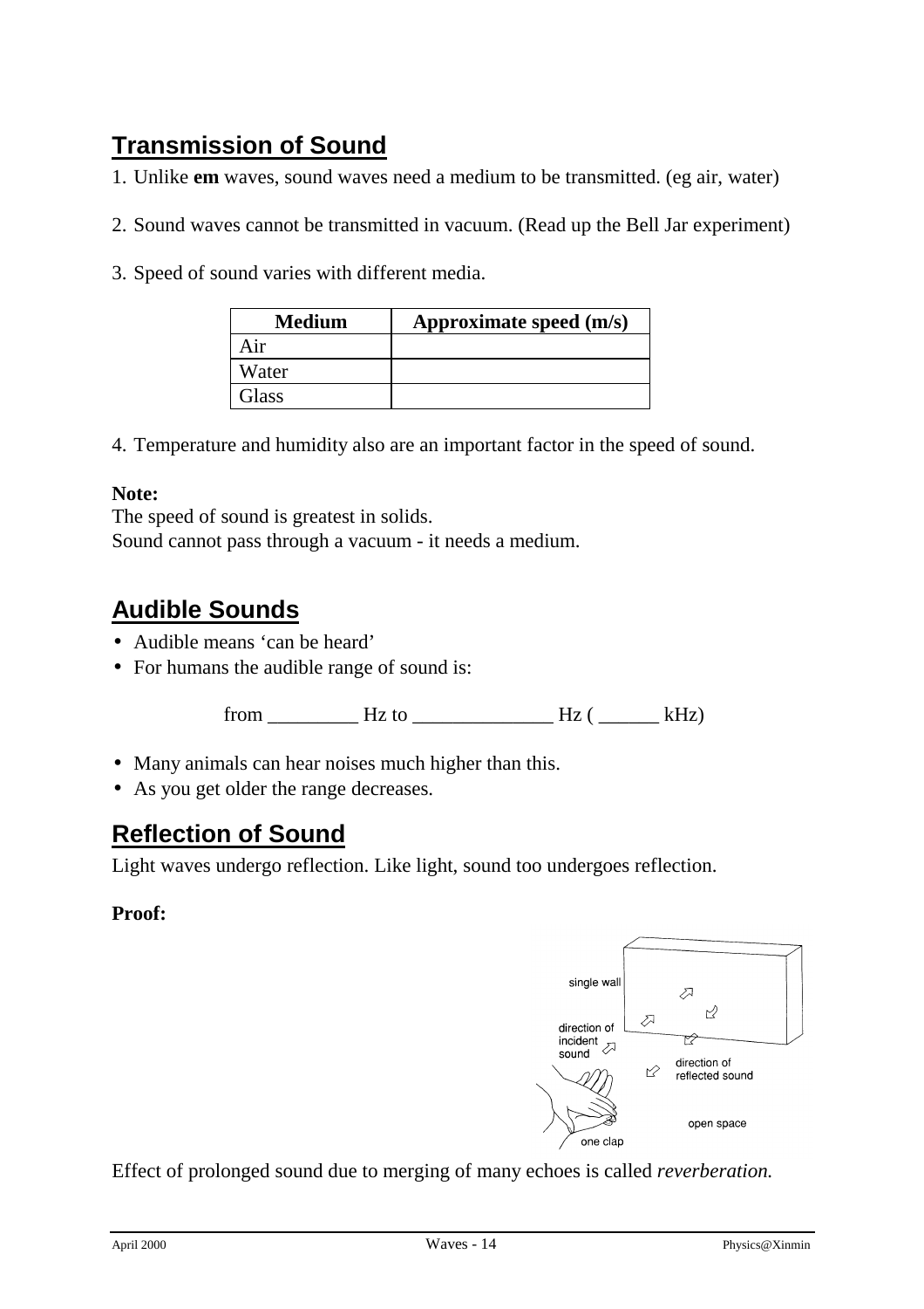## Transmission of Sound

1. Unlike **em** waves, sound waves need a medium to be transmitted. (eg air, water)

2. Sound waves cannot be transmitted in vacuum. (Read up the Bell Jar experiment)

3. Speed of sound varies with different media.

| Medium | Approximate speed (m/s) |
|---|---|
| Air | |
| Water | |
| Glass | |

4. Temperature and humidity also are an important factor in the speed of sound.

**Note:**
The speed of sound is greatest in solids.
Sound cannot pass through a vacuum - it needs a medium.

## Audible Sounds

- Audible means 'can be heard'
- For humans the audible range of sound is:

from _________ Hz to ______________ Hz ( ______ kHz)

- Many animals can hear noises much higher than this.
- As you get older the range decreases.

## Reflection of Sound

Light waves undergo reflection. Like light, sound too undergoes reflection.

**Proof:**

single wall

direction of incident sound

direction of reflected sound

open space

one clap

Effect of prolonged sound due to merging of many echoes is called *reverberation.*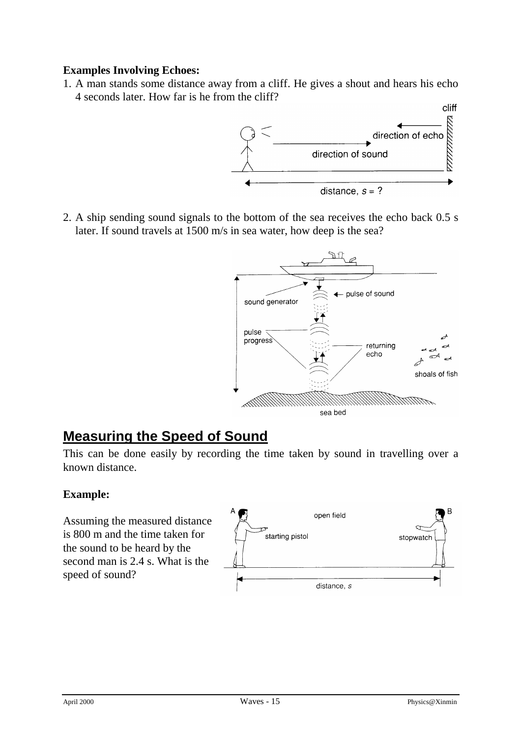**Examples Involving Echoes:**

1. A man stands some distance away from a cliff. He gives a shout and hears his echo 4 seconds later. How far is he from the cliff?

2. A ship sending sound signals to the bottom of the sea receives the echo back 0.5 s later. If sound travels at 1500 m/s in sea water, how deep is the sea?

## Measuring the Speed of Sound

This can be done easily by recording the time taken by sound in travelling over a known distance.

**Example:**

Assuming the measured distance is 800 m and the time taken for the sound to be heard by the second man is 2.4 s. What is the speed of sound?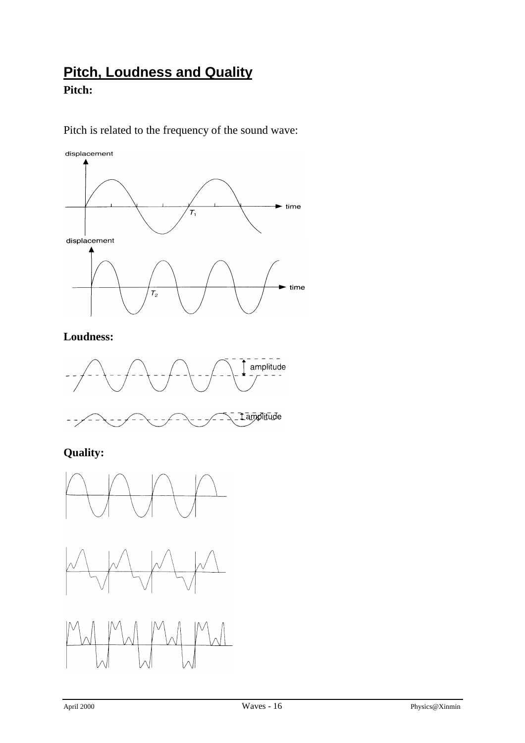# Pitch, Loudness and Quality

**Pitch:**

Pitch is related to the frequency of the sound wave:

displacement

time

$T_1$

displacement

time

$T_2$

**Loudness:**

amplitude

amplitude

**Quality:**